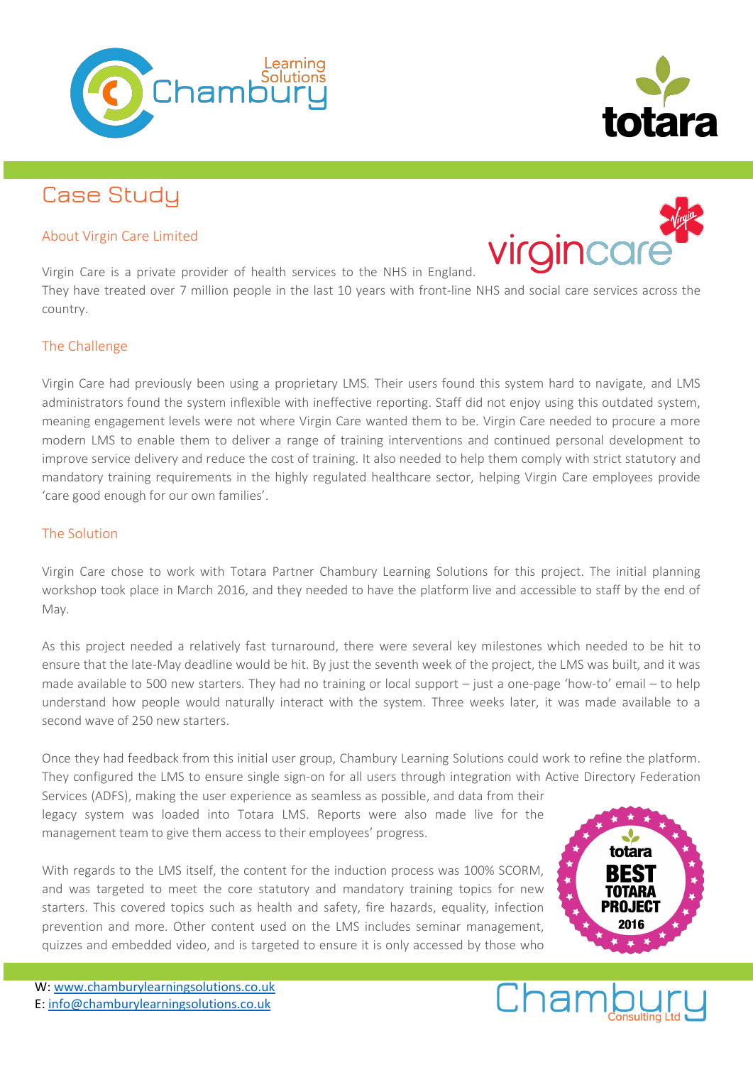# Case Study

## About Virgin Care Limited

Virgin Care is a private provider of health services to the NHS in England.
They have treated over 7 million people in the last 10 years with front-line NHS and social care services across the country.

## The Challenge

Virgin Care had previously been using a proprietary LMS. Their users found this system hard to navigate, and LMS administrators found the system inflexible with ineffective reporting. Staff did not enjoy using this outdated system, meaning engagement levels were not where Virgin Care wanted them to be. Virgin Care needed to procure a more modern LMS to enable them to deliver a range of training interventions and continued personal development to improve service delivery and reduce the cost of training. It also needed to help them comply with strict statutory and mandatory training requirements in the highly regulated healthcare sector, helping Virgin Care employees provide 'care good enough for our own families'.

## The Solution

Virgin Care chose to work with Totara Partner Chambury Learning Solutions for this project. The initial planning workshop took place in March 2016, and they needed to have the platform live and accessible to staff by the end of May.

As this project needed a relatively fast turnaround, there were several key milestones which needed to be hit to ensure that the late-May deadline would be hit. By just the seventh week of the project, the LMS was built, and it was made available to 500 new starters. They had no training or local support – just a one-page 'how-to' email – to help understand how people would naturally interact with the system. Three weeks later, it was made available to a second wave of 250 new starters.

Once they had feedback from this initial user group, Chambury Learning Solutions could work to refine the platform. They configured the LMS to ensure single sign-on for all users through integration with Active Directory Federation Services (ADFS), making the user experience as seamless as possible, and data from their legacy system was loaded into Totara LMS. Reports were also made live for the management team to give them access to their employees' progress.

With regards to the LMS itself, the content for the induction process was 100% SCORM, and was targeted to meet the core statutory and mandatory training topics for new starters. This covered topics such as health and safety, fire hazards, equality, infection prevention and more. Other content used on the LMS includes seminar management, quizzes and embedded video, and is targeted to ensure it is only accessed by those who

W: www.chamburylearningsolutions.co.uk
E: info@chamburylearningsolutions.co.uk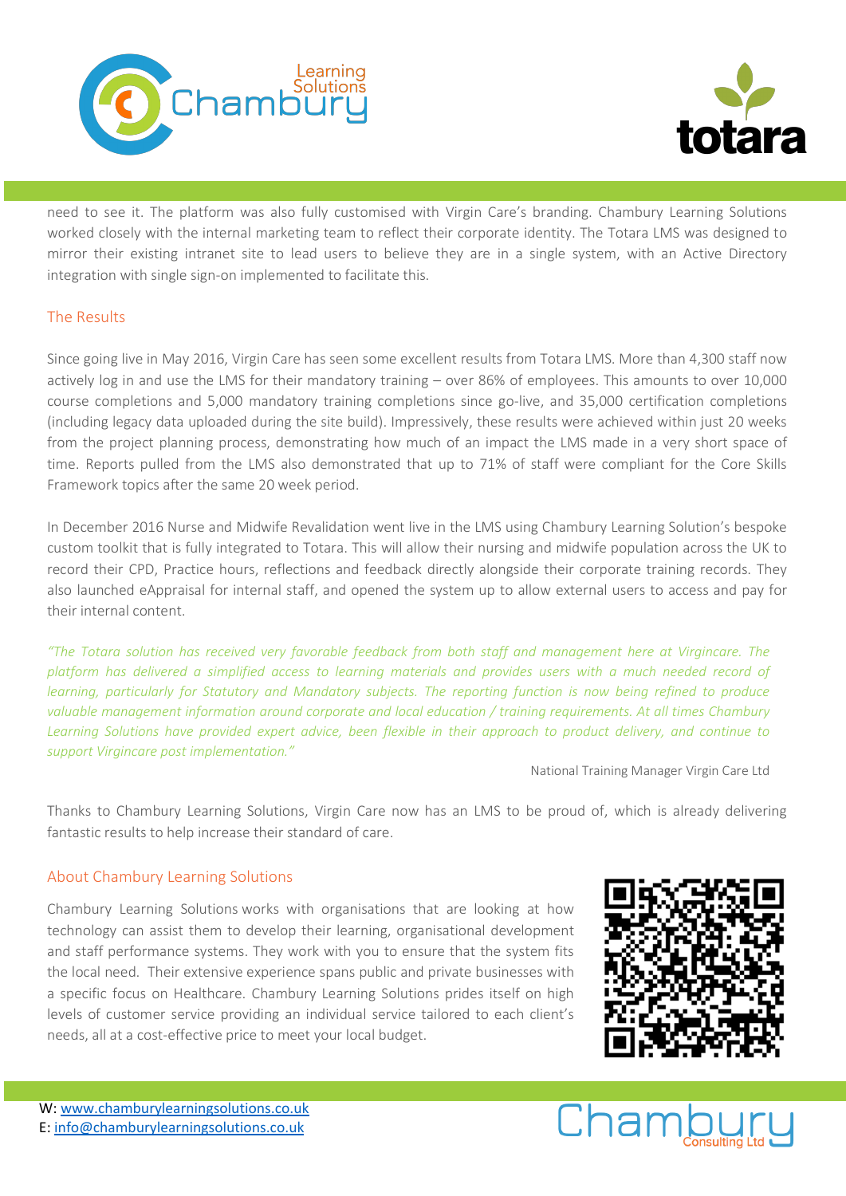need to see it. The platform was also fully customised with Virgin Care's branding. Chambury Learning Solutions worked closely with the internal marketing team to reflect their corporate identity. The Totara LMS was designed to mirror their existing intranet site to lead users to believe they are in a single system, with an Active Directory integration with single sign-on implemented to facilitate this.

## The Results

Since going live in May 2016, Virgin Care has seen some excellent results from Totara LMS. More than 4,300 staff now actively log in and use the LMS for their mandatory training – over 86% of employees. This amounts to over 10,000 course completions and 5,000 mandatory training completions since go-live, and 35,000 certification completions (including legacy data uploaded during the site build). Impressively, these results were achieved within just 20 weeks from the project planning process, demonstrating how much of an impact the LMS made in a very short space of time. Reports pulled from the LMS also demonstrated that up to 71% of staff were compliant for the Core Skills Framework topics after the same 20 week period.

In December 2016 Nurse and Midwife Revalidation went live in the LMS using Chambury Learning Solution's bespoke custom toolkit that is fully integrated to Totara. This will allow their nursing and midwife population across the UK to record their CPD, Practice hours, reflections and feedback directly alongside their corporate training records. They also launched eAppraisal for internal staff, and opened the system up to allow external users to access and pay for their internal content.

*"The Totara solution has received very favorable feedback from both staff and management here at Virgincare. The platform has delivered a simplified access to learning materials and provides users with a much needed record of learning, particularly for Statutory and Mandatory subjects. The reporting function is now being refined to produce valuable management information around corporate and local education / training requirements. At all times Chambury Learning Solutions have provided expert advice, been flexible in their approach to product delivery, and continue to support Virgincare post implementation."*

National Training Manager Virgin Care Ltd

Thanks to Chambury Learning Solutions, Virgin Care now has an LMS to be proud of, which is already delivering fantastic results to help increase their standard of care.

## About Chambury Learning Solutions

Chambury Learning Solutions works with organisations that are looking at how technology can assist them to develop their learning, organisational development and staff performance systems. They work with you to ensure that the system fits the local need. Their extensive experience spans public and private businesses with a specific focus on Healthcare. Chambury Learning Solutions prides itself on high levels of customer service providing an individual service tailored to each client's needs, all at a cost-effective price to meet your local budget.

W: www.chamburylearningsolutions.co.uk
E: info@chamburylearningsolutions.co.uk